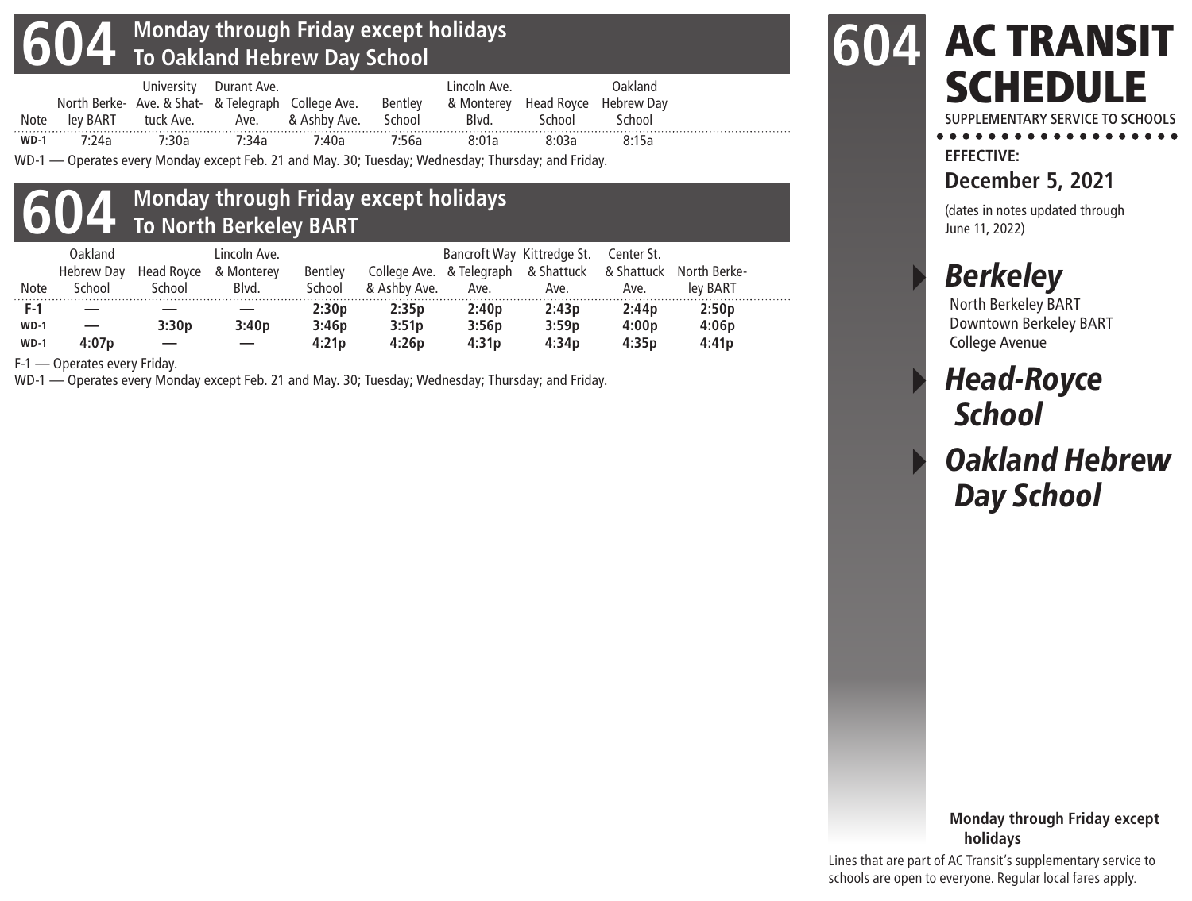# 604 Monday through Friday except holidays
## To Oakland Hebrew Day School

| Note | North Berkeley BART | University Ave. & Shattuck Ave. | Durant Ave. & Telegraph Ave. | College Ave. & Ashby Ave. | Bentley School | Lincoln Ave. & Monterey Blvd. | Head Royce School | Oakland Hebrew Day School |
|---|---|---|---|---|---|---|---|---|
| WD-1 | 7:24a | 7:30a | 7:34a | 7:40a | 7:56a | 8:01a | 8:03a | 8:15a |

WD-1 — Operates every Monday except Feb. 21 and May. 30; Tuesday; Wednesday; Thursday; and Friday.

# 604 Monday through Friday except holidays
## To North Berkeley BART

| Note | Oakland Hebrew Day School | Head Royce School | Lincoln Ave. & Monterey Blvd. | Bentley School | College Ave. & Ashby Ave. | Bancroft Way & Telegraph Ave. | Kittredge St. & Shattuck Ave. | Center St. & Shattuck Ave. | North Berkeley BART |
|---|---|---|---|---|---|---|---|---|---|
| F-1 | — | — | — | **2:30p** | **2:35p** | **2:40p** | **2:43p** | **2:44p** | **2:50p** |
| WD-1 | — | **3:30p** | **3:40p** | **3:46p** | **3:51p** | **3:56p** | **3:59p** | **4:00p** | **4:06p** |
| WD-1 | **4:07p** | — | — | **4:21p** | **4:26p** | **4:31p** | **4:34p** | **4:35p** | **4:41p** |

F-1 — Operates every Friday.
WD-1 — Operates every Monday except Feb. 21 and May. 30; Tuesday; Wednesday; Thursday; and Friday.

# 604 AC TRANSIT SCHEDULE

**SUPPLEMENTARY SERVICE TO SCHOOLS**

**EFFECTIVE:**
**December 5, 2021**

(dates in notes updated through June 11, 2022)

## *Berkeley*

North Berkeley BART
Downtown Berkeley BART
College Avenue

## *Head-Royce School*

## *Oakland Hebrew Day School*

**Monday through Friday except holidays**

Lines that are part of AC Transit's supplementary service to schools are open to everyone. Regular local fares apply.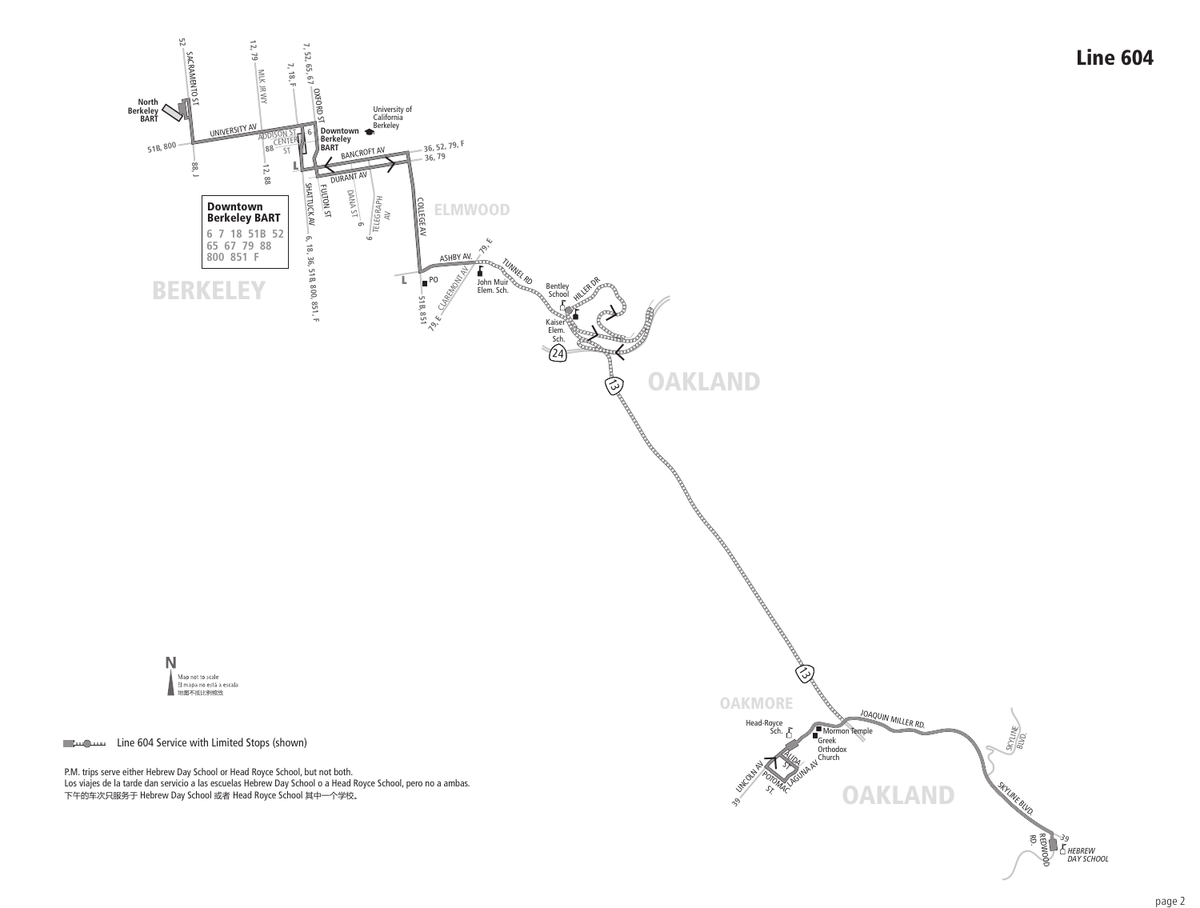# Line 604

**Downtown Berkeley BART**
6 7 18 51B 52
65 67 79 88
800 851 F

BERKELEY

ELMWOOD

OAKLAND

OAKMORE

OAKLAND

North Berkeley BART

SACRAMENTO ST

UNIVERSITY AV

MLK JR WY

OXFORD ST

ADDISON ST

CENTER ST

Downtown Berkeley BART

University of California Berkeley

BANCROFT AV

DURANT AV

SHATTUCK AV

FULTON ST

DANA ST

TELEGRAPH AV

COLLEGE AV

ASHBY AV

CLAREMONT AV

TUNNEL RD

John Muir Elem. Sch.

Bentley School

HILLER DR

Kaiser Elem. Sch.

PO

24

13

13

JOAQUIN MILLER RD.

Head-Royce Sch.

Mormon Temple

Greek Orthodox Church

ALIDA ST

LAGUNA AV

LINCOLN AV

POTOMAC ST.

SKYLINE BLVD.

SKYLINE BLVD.

REDWOOD RD.

*HEBREW DAY SCHOOL*

52

12, 79

7, 18, F

7, 52, 65, 67

6

51B, 800

88

88, J

12, 88

36, 52, 79, F

36, 79

6

6

6, 18, 36, 51B 800, 851, F

79, E

51B, 851

79, E

39

39

N

Map not to scale

El mapa no está a escala

地图不按比例绘放

Line 604 Service with Limited Stops (shown)

P.M. trips serve either Hebrew Day School or Head Royce School, but not both.

Los viajes de la tarde dan servicio a las escuelas Hebrew Day School o a Head Royce School, pero no a ambas.

下午的车次只服务于 Hebrew Day School 或者 Head Royce School 其中一个学校。